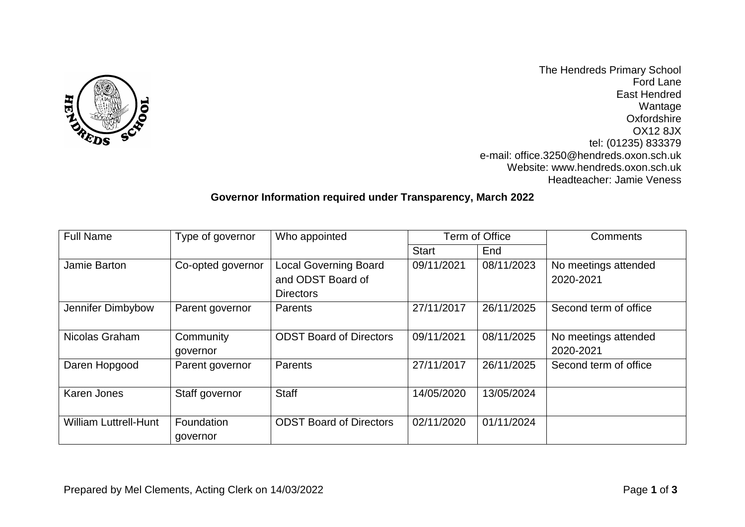The Hendreds Primary School
Ford Lane
East Hendred
Wantage
Oxfordshire
OX12 8JX
tel: (01235) 833379
e-mail: office.3250@hendreds.oxon.sch.uk
Website: www.hendreds.oxon.sch.uk
Headteacher: Jamie Veness

**Governor Information required under Transparency, March 2022**

| Full Name | Type of governor | Who appointed | Term of Office | | Comments |
|---|---|---|---|---|---|
| | | | Start | End | |
| Jamie Barton | Co-opted governor | Local Governing Board and ODST Board of Directors | 09/11/2021 | 08/11/2023 | No meetings attended 2020-2021 |
| Jennifer Dimbybow | Parent governor | Parents | 27/11/2017 | 26/11/2025 | Second term of office |
| Nicolas Graham | Community governor | ODST Board of Directors | 09/11/2021 | 08/11/2025 | No meetings attended 2020-2021 |
| Daren Hopgood | Parent governor | Parents | 27/11/2017 | 26/11/2025 | Second term of office |
| Karen Jones | Staff governor | Staff | 14/05/2020 | 13/05/2024 | |
| William Luttrell-Hunt | Foundation governor | ODST Board of Directors | 02/11/2020 | 01/11/2024 | |

Prepared by Mel Clements, Acting Clerk on 14/03/2022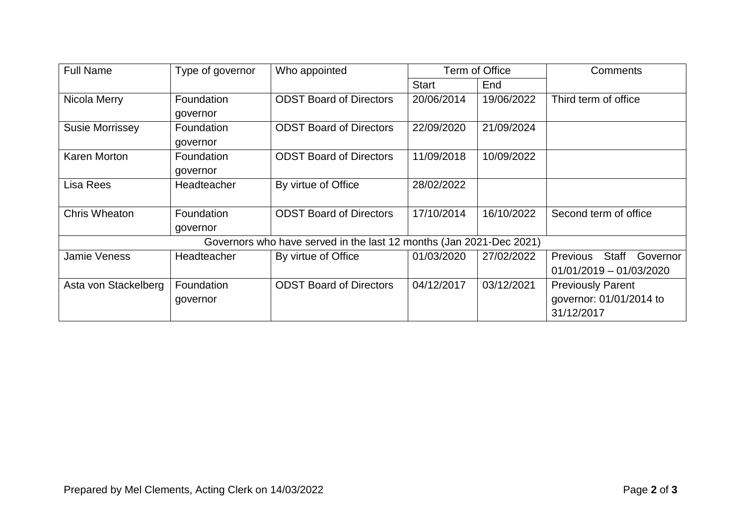| Full Name | Type of governor | Who appointed | Term of Office | | Comments |
|---|---|---|---|---|---|
| | | | Start | End | |
| Nicola Merry | Foundation governor | ODST Board of Directors | 20/06/2014 | 19/06/2022 | Third term of office |
| Susie Morrissey | Foundation governor | ODST Board of Directors | 22/09/2020 | 21/09/2024 | |
| Karen Morton | Foundation governor | ODST Board of Directors | 11/09/2018 | 10/09/2022 | |
| Lisa Rees | Headteacher | By virtue of Office | 28/02/2022 | | |
| Chris Wheaton | Foundation governor | ODST Board of Directors | 17/10/2014 | 16/10/2022 | Second term of office |
| Governors who have served in the last 12 months (Jan 2021-Dec 2021) | | | | | |
| Jamie Veness | Headteacher | By virtue of Office | 01/03/2020 | 27/02/2022 | Previous Staff Governor 01/01/2019 – 01/03/2020 |
| Asta von Stackelberg | Foundation governor | ODST Board of Directors | 04/12/2017 | 03/12/2021 | Previously Parent governor: 01/01/2014 to 31/12/2017 |

Prepared by Mel Clements, Acting Clerk on 14/03/2022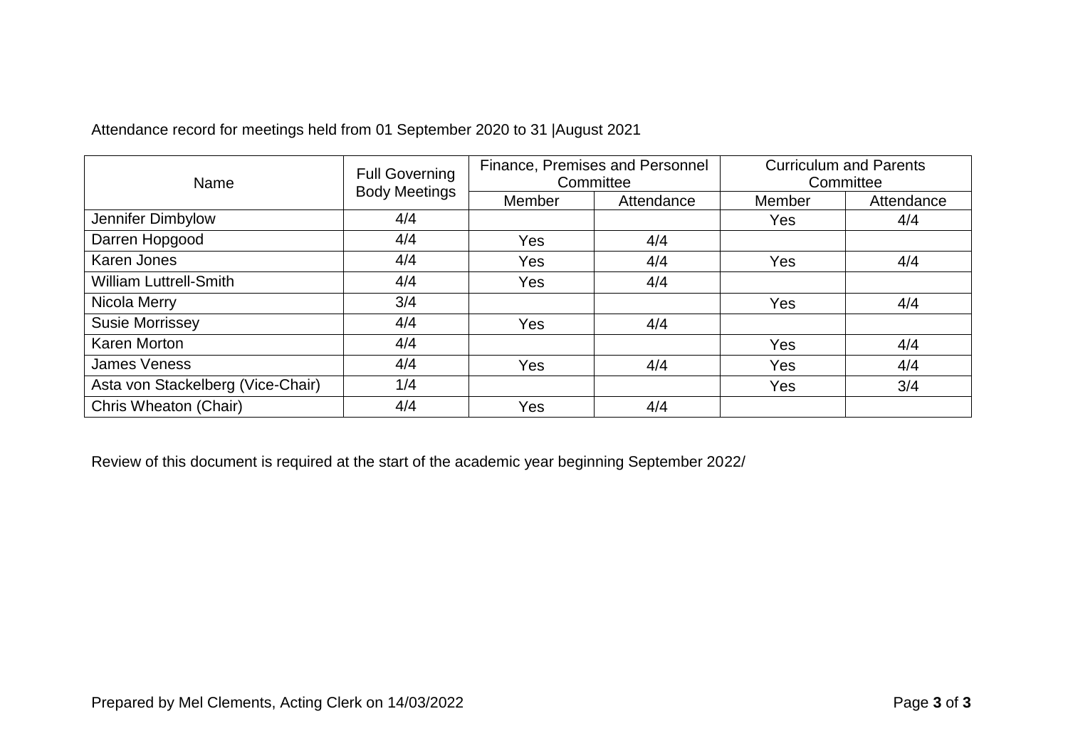Attendance record for meetings held from 01 September 2020 to 31 |August 2021

| Name | Full Governing Body Meetings | Finance, Premises and Personnel Committee | | Curriculum and Parents Committee | |
|---|---|---|---|---|---|
| | | Member | Attendance | Member | Attendance |
| Jennifer Dimbylow | 4/4 | | | Yes | 4/4 |
| Darren Hopgood | 4/4 | Yes | 4/4 | | |
| Karen Jones | 4/4 | Yes | 4/4 | Yes | 4/4 |
| William Luttrell-Smith | 4/4 | Yes | 4/4 | | |
| Nicola Merry | 3/4 | | | Yes | 4/4 |
| Susie Morrissey | 4/4 | Yes | 4/4 | | |
| Karen Morton | 4/4 | | | Yes | 4/4 |
| James Veness | 4/4 | Yes | 4/4 | Yes | 4/4 |
| Asta von Stackelberg (Vice-Chair) | 1/4 | | | Yes | 3/4 |
| Chris Wheaton (Chair) | 4/4 | Yes | 4/4 | | |

Review of this document is required at the start of the academic year beginning September 2022/

Prepared by Mel Clements, Acting Clerk on 14/03/2022